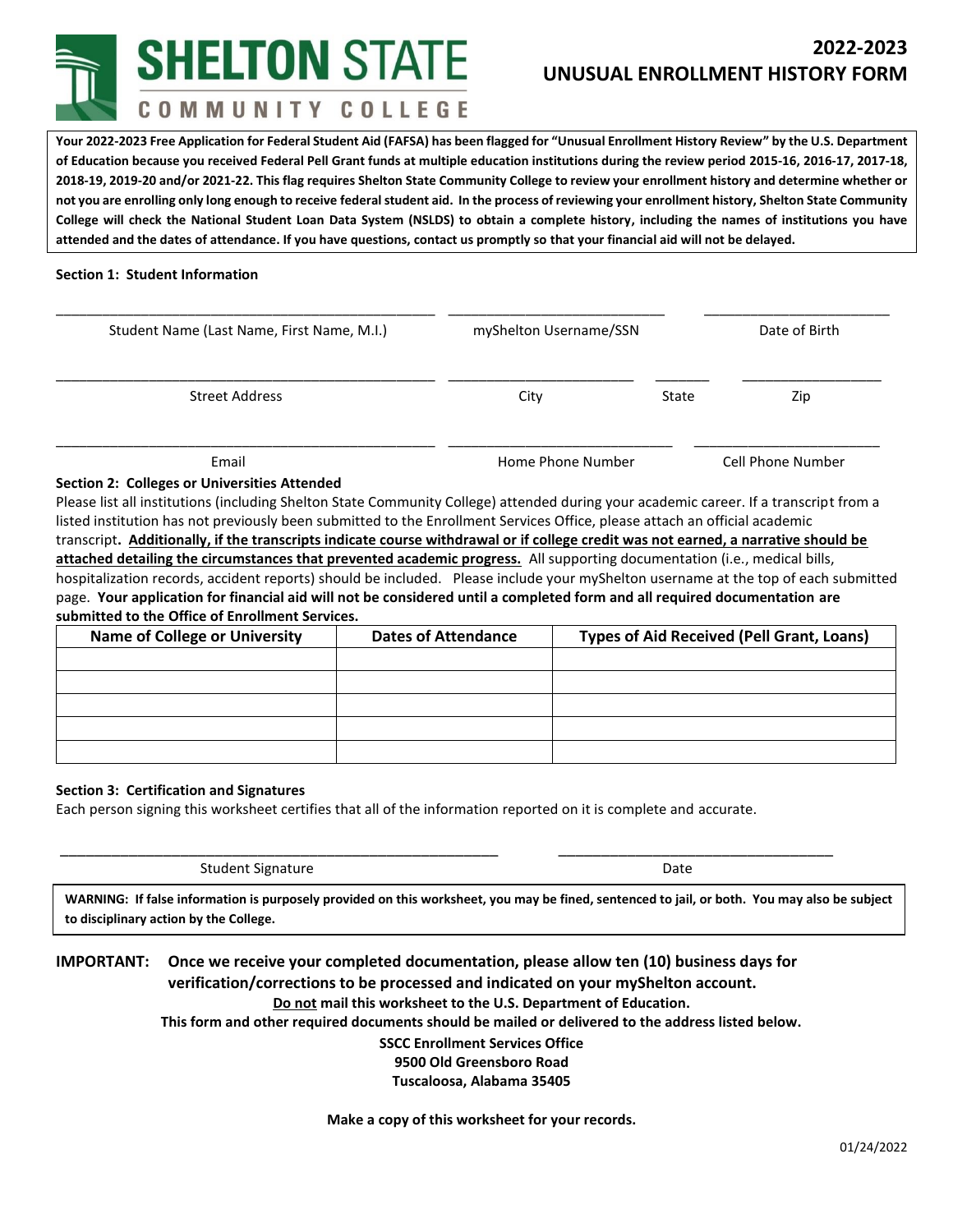# SHELTON STATE COMMUNITY COLLEGE

# 2022-2023 UNUSUAL ENROLLMENT HISTORY FORM

**Your 2022-2023 Free Application for Federal Student Aid (FAFSA) has been flagged for "Unusual Enrollment History Review" by the U.S. Department of Education because you received Federal Pell Grant funds at multiple education institutions during the review period 2015-16, 2016-17, 2017-18, 2018-19, 2019-20 and/or 2021-22. This flag requires Shelton State Community College to review your enrollment history and determine whether or not you are enrolling only long enough to receive federal student aid. In the process of reviewing your enrollment history, Shelton State Community College will check the National Student Loan Data System (NSLDS) to obtain a complete history, including the names of institutions you have attended and the dates of attendance. If you have questions, contact us promptly so that your financial aid will not be delayed.**

## Section 1: Student Information

| Student Name (Last Name, First Name, M.I.) | myShelton Username/SSN | | Date of Birth |
|---|---|---|---|
| Street Address | City | State | Zip |
| Email | Home Phone Number | | Cell Phone Number |

## Section 2: Colleges or Universities Attended

Please list all institutions (including Shelton State Community College) attended during your academic career. If a transcript from a listed institution has not previously been submitted to the Enrollment Services Office, please attach an official academic transcript**.** **Additionally, if the transcripts indicate course withdrawal or if college credit was not earned, a narrative should be attached detailing the circumstances that prevented academic progress.** All supporting documentation (i.e., medical bills, hospitalization records, accident reports) should be included. Please include your myShelton username at the top of each submitted page. **Your application for financial aid will not be considered until a completed form and all required documentation are submitted to the Office of Enrollment Services.**

| Name of College or University | Dates of Attendance | Types of Aid Received (Pell Grant, Loans) |
|---|---|---|
| | | |
| | | |
| | | |
| | | |
| | | |

## Section 3: Certification and Signatures

Each person signing this worksheet certifies that all of the information reported on it is complete and accurate.

\_\_\_\_\_\_\_\_\_\_\_\_\_\_\_\_\_\_\_\_\_\_\_\_\_\_\_\_\_\_ \_\_\_\_\_\_\_\_\_\_\_\_\_\_\_\_\_\_\_\_

Student Signature Date

**WARNING: If false information is purposely provided on this worksheet, you may be fined, sentenced to jail, or both. You may also be subject to disciplinary action by the College.**

**IMPORTANT: Once we receive your completed documentation, please allow ten (10) business days for verification/corrections to be processed and indicated on your myShelton account.**

**Do not mail this worksheet to the U.S. Department of Education.**

**This form and other required documents should be mailed or delivered to the address listed below.**

**SSCC Enrollment Services Office**
**9500 Old Greensboro Road**
**Tuscaloosa, Alabama 35405**

**Make a copy of this worksheet for your records.**

01/24/2022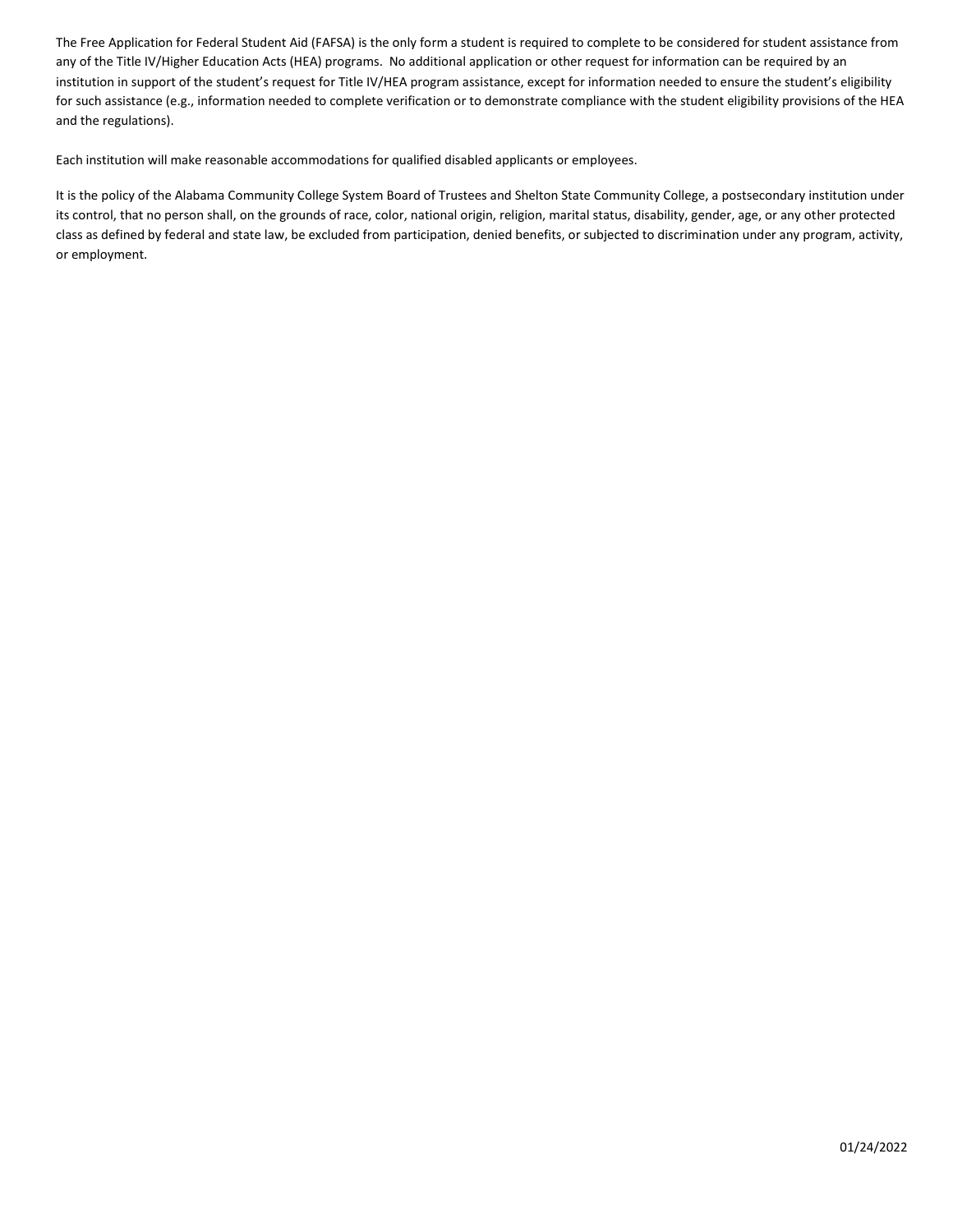The Free Application for Federal Student Aid (FAFSA) is the only form a student is required to complete to be considered for student assistance from any of the Title IV/Higher Education Acts (HEA) programs.  No additional application or other request for information can be required by an institution in support of the student's request for Title IV/HEA program assistance, except for information needed to ensure the student's eligibility for such assistance (e.g., information needed to complete verification or to demonstrate compliance with the student eligibility provisions of the HEA and the regulations).

Each institution will make reasonable accommodations for qualified disabled applicants or employees.

It is the policy of the Alabama Community College System Board of Trustees and Shelton State Community College, a postsecondary institution under its control, that no person shall, on the grounds of race, color, national origin, religion, marital status, disability, gender, age, or any other protected class as defined by federal and state law, be excluded from participation, denied benefits, or subjected to discrimination under any program, activity, or employment.

01/24/2022